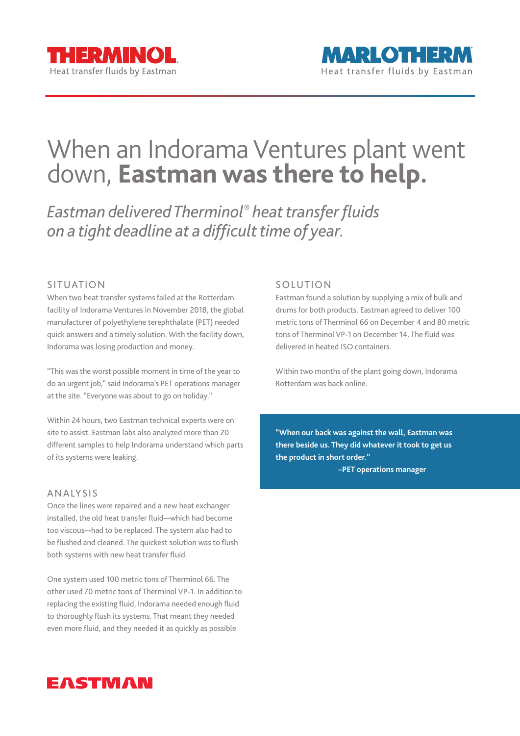THERMINOL
Heat transfer fluids by Eastman

MARLOTHERM
Heat transfer fluids by Eastman

# When an Indorama Ventures plant went down, **Eastman was there to help.**

*Eastman delivered Therminol® heat transfer fluids on a tight deadline at a difficult time of year.*

## SITUATION

When two heat transfer systems failed at the Rotterdam facility of Indorama Ventures in November 2018, the global manufacturer of polyethylene terephthalate (PET) needed quick answers and a timely solution. With the facility down, Indorama was losing production and money.

"This was the worst possible moment in time of the year to do an urgent job," said Indorama's PET operations manager at the site. "Everyone was about to go on holiday."

Within 24 hours, two Eastman technical experts were on site to assist. Eastman labs also analyzed more than 20 different samples to help Indorama understand which parts of its systems were leaking.

## ANALYSIS

Once the lines were repaired and a new heat exchanger installed, the old heat transfer fluid—which had become too viscous—had to be replaced. The system also had to be flushed and cleaned. The quickest solution was to flush both systems with new heat transfer fluid.

One system used 100 metric tons of Therminol 66. The other used 70 metric tons of Therminol VP-1. In addition to replacing the existing fluid, Indorama needed enough fluid to thoroughly flush its systems. That meant they needed even more fluid, and they needed it as quickly as possible.

## SOLUTION

Eastman found a solution by supplying a mix of bulk and drums for both products. Eastman agreed to deliver 100 metric tons of Therminol 66 on December 4 and 80 metric tons of Therminol VP-1 on December 14. The fluid was delivered in heated ISO containers.

Within two months of the plant going down, Indorama Rotterdam was back online.

> **"When our back was against the wall, Eastman was there beside us. They did whatever it took to get us the product in short order."**
>
> **–PET operations manager**

EASTMAN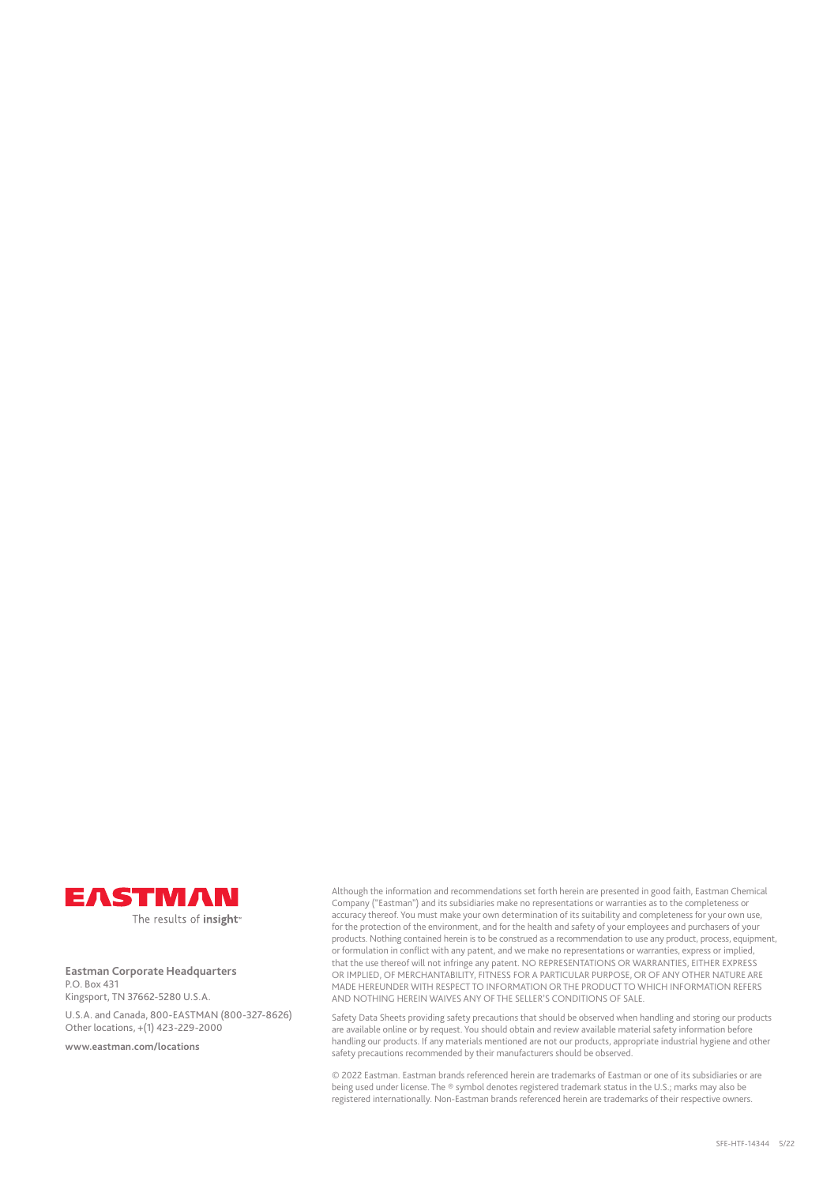**EASTMAN**

The results of **insight**™

**Eastman Corporate Headquarters**
P.O. Box 431
Kingsport, TN 37662-5280 U.S.A.

U.S.A. and Canada, 800-EASTMAN (800-327-8626)
Other locations, +(1) 423-229-2000

**www.eastman.com/locations**

Although the information and recommendations set forth herein are presented in good faith, Eastman Chemical Company ("Eastman") and its subsidiaries make no representations or warranties as to the completeness or accuracy thereof. You must make your own determination of its suitability and completeness for your own use, for the protection of the environment, and for the health and safety of your employees and purchasers of your products. Nothing contained herein is to be construed as a recommendation to use any product, process, equipment, or formulation in conflict with any patent, and we make no representations or warranties, express or implied, that the use thereof will not infringe any patent. NO REPRESENTATIONS OR WARRANTIES, EITHER EXPRESS OR IMPLIED, OF MERCHANTABILITY, FITNESS FOR A PARTICULAR PURPOSE, OR OF ANY OTHER NATURE ARE MADE HEREUNDER WITH RESPECT TO INFORMATION OR THE PRODUCT TO WHICH INFORMATION REFERS AND NOTHING HEREIN WAIVES ANY OF THE SELLER'S CONDITIONS OF SALE.

Safety Data Sheets providing safety precautions that should be observed when handling and storing our products are available online or by request. You should obtain and review available material safety information before handling our products. If any materials mentioned are not our products, appropriate industrial hygiene and other safety precautions recommended by their manufacturers should be observed.

© 2022 Eastman. Eastman brands referenced herein are trademarks of Eastman or one of its subsidiaries or are being used under license. The ® symbol denotes registered trademark status in the U.S.; marks may also be registered internationally. Non-Eastman brands referenced herein are trademarks of their respective owners.

SFE-HTF-14344 5/22